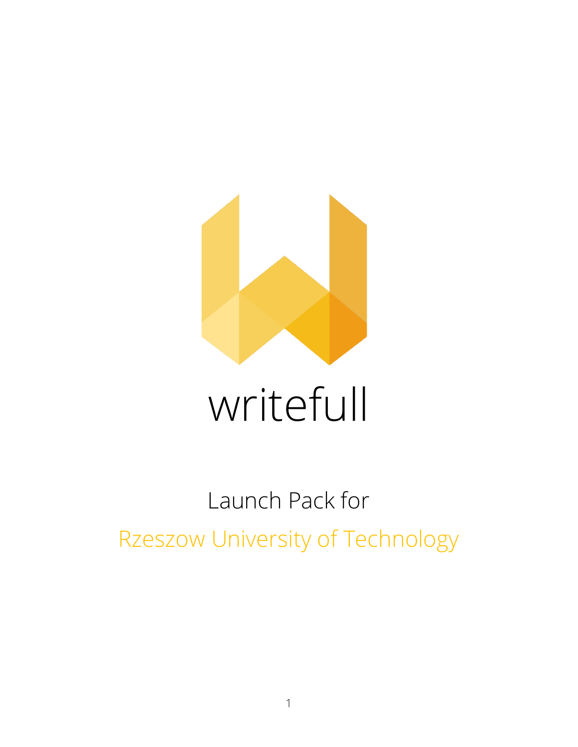# writefull

Launch Pack for

Rzeszow University of Technology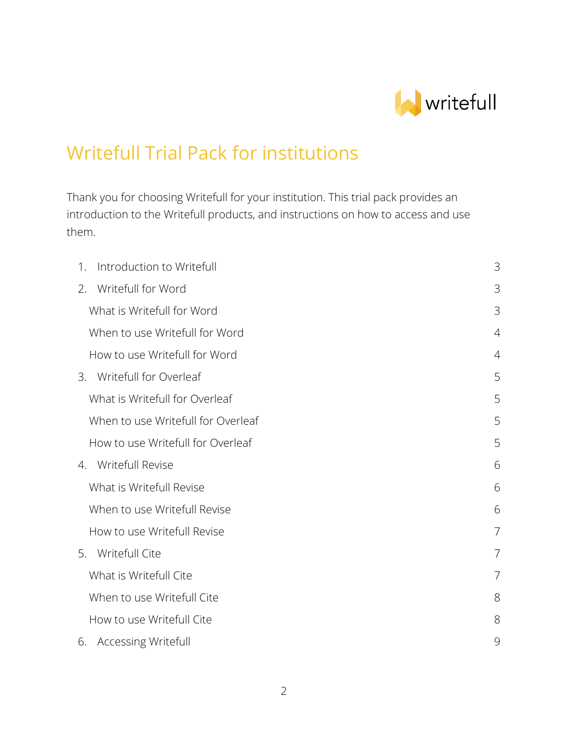# Writefull Trial Pack for institutions

Thank you for choosing Writefull for your institution. This trial pack provides an introduction to the Writefull products, and instructions on how to access and use them.

| | |
|---|---|
| 1. Introduction to Writefull | 3 |
| 2. Writefull for Word | 3 |
| What is Writefull for Word | 3 |
| When to use Writefull for Word | 4 |
| How to use Writefull for Word | 4 |
| 3. Writefull for Overleaf | 5 |
| What is Writefull for Overleaf | 5 |
| When to use Writefull for Overleaf | 5 |
| How to use Writefull for Overleaf | 5 |
| 4. Writefull Revise | 6 |
| What is Writefull Revise | 6 |
| When to use Writefull Revise | 6 |
| How to use Writefull Revise | 7 |
| 5. Writefull Cite | 7 |
| What is Writefull Cite | 7 |
| When to use Writefull Cite | 8 |
| How to use Writefull Cite | 8 |
| 6. Accessing Writefull | 9 |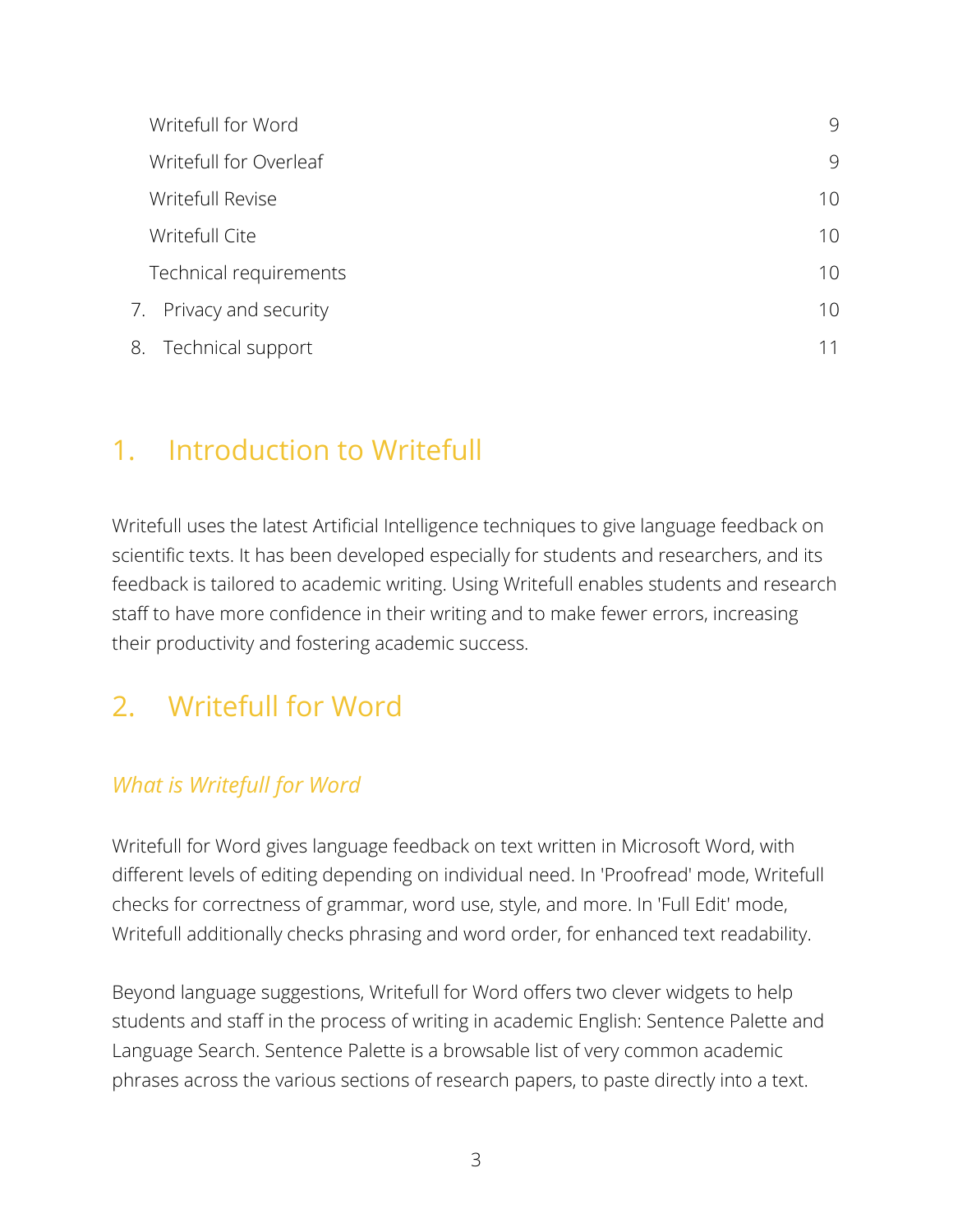| | |
|---|---|
| Writefull for Word | 9 |
| Writefull for Overleaf | 9 |
| Writefull Revise | 10 |
| Writefull Cite | 10 |
| Technical requirements | 10 |
| 7. Privacy and security | 10 |
| 8. Technical support | 11 |

# 1. Introduction to Writefull

Writefull uses the latest Artificial Intelligence techniques to give language feedback on scientific texts. It has been developed especially for students and researchers, and its feedback is tailored to academic writing. Using Writefull enables students and research staff to have more confidence in their writing and to make fewer errors, increasing their productivity and fostering academic success.

# 2. Writefull for Word

## *What is Writefull for Word*

Writefull for Word gives language feedback on text written in Microsoft Word, with different levels of editing depending on individual need. In 'Proofread' mode, Writefull checks for correctness of grammar, word use, style, and more. In 'Full Edit' mode, Writefull additionally checks phrasing and word order, for enhanced text readability.

Beyond language suggestions, Writefull for Word offers two clever widgets to help students and staff in the process of writing in academic English: Sentence Palette and Language Search. Sentence Palette is a browsable list of very common academic phrases across the various sections of research papers, to paste directly into a text.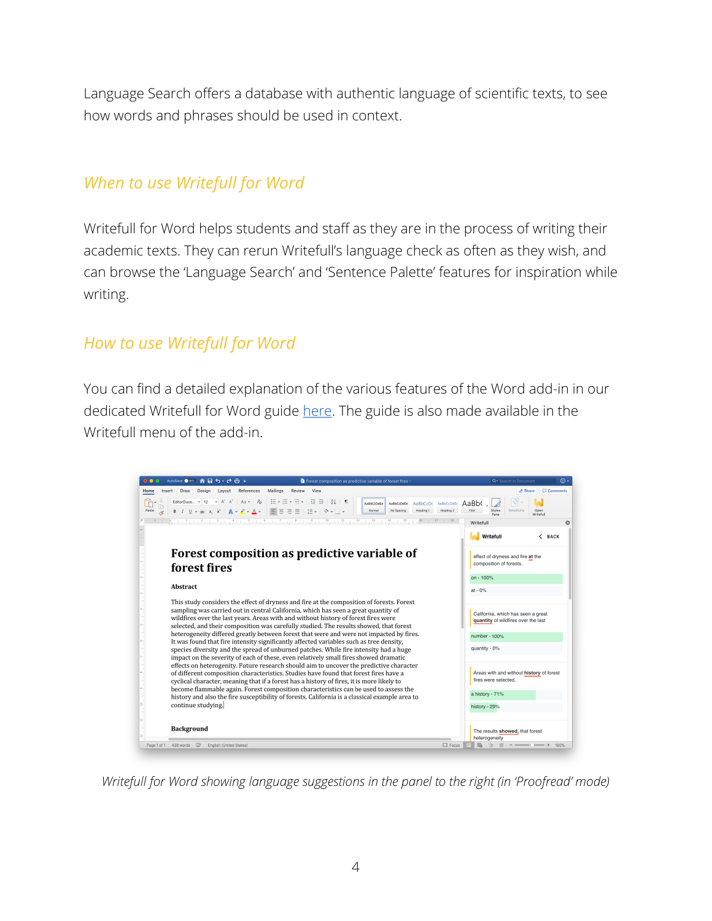Language Search offers a database with authentic language of scientific texts, to see how words and phrases should be used in context.

## *When to use Writefull for Word*

Writefull for Word helps students and staff as they are in the process of writing their academic texts. They can rerun Writefull's language check as often as they wish, and can browse the 'Language Search' and 'Sentence Palette' features for inspiration while writing.

## *How to use Writefull for Word*

You can find a detailed explanation of the various features of the Word add-in in our dedicated Writefull for Word guide [here](). The guide is also made available in the Writefull menu of the add-in.

*Writefull for Word showing language suggestions in the panel to the right (in 'Proofread' mode)*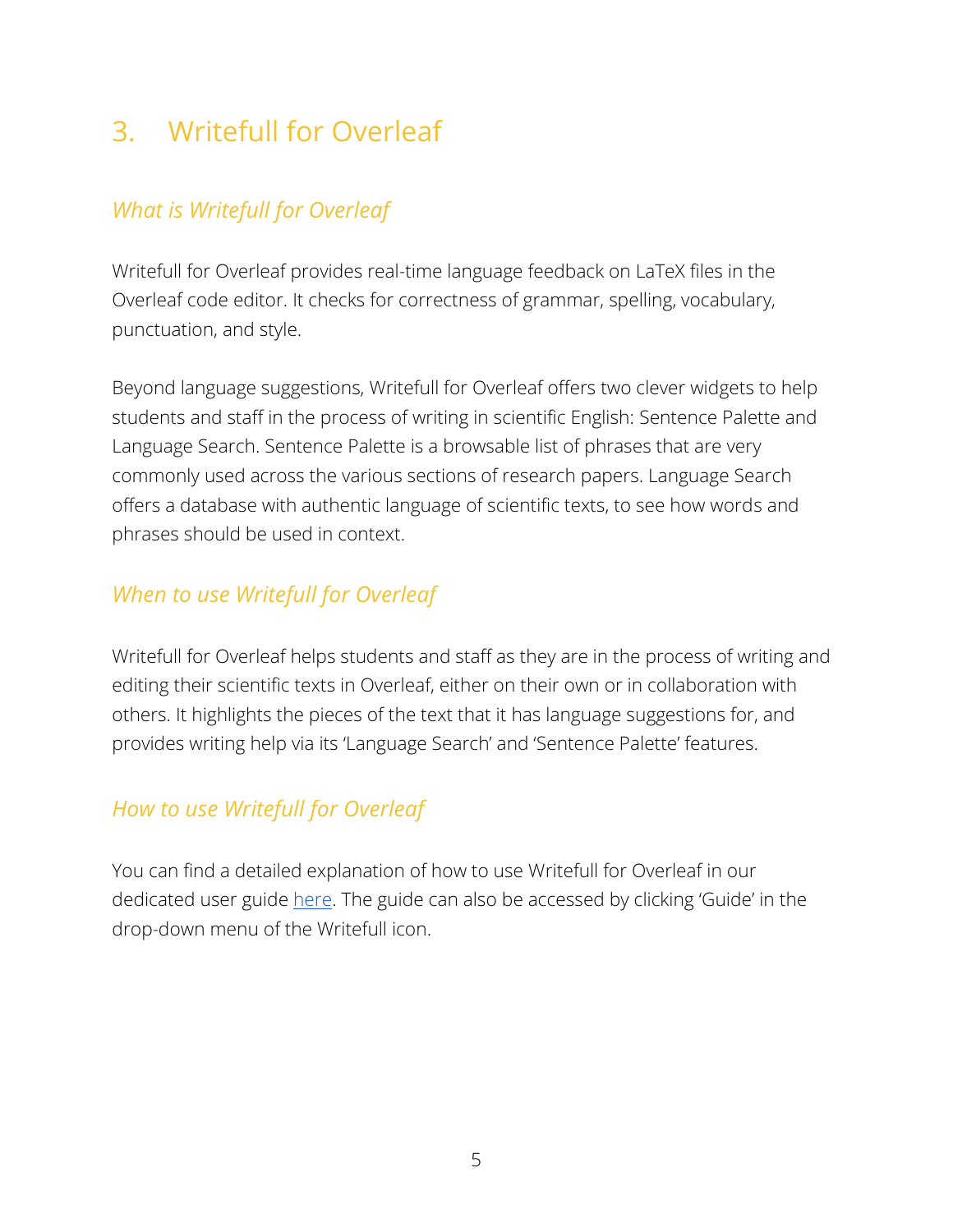# 3. Writefull for Overleaf

## *What is Writefull for Overleaf*

Writefull for Overleaf provides real-time language feedback on LaTeX files in the Overleaf code editor. It checks for correctness of grammar, spelling, vocabulary, punctuation, and style.

Beyond language suggestions, Writefull for Overleaf offers two clever widgets to help students and staff in the process of writing in scientific English: Sentence Palette and Language Search. Sentence Palette is a browsable list of phrases that are very commonly used across the various sections of research papers. Language Search offers a database with authentic language of scientific texts, to see how words and phrases should be used in context.

## *When to use Writefull for Overleaf*

Writefull for Overleaf helps students and staff as they are in the process of writing and editing their scientific texts in Overleaf, either on their own or in collaboration with others. It highlights the pieces of the text that it has language suggestions for, and provides writing help via its 'Language Search' and 'Sentence Palette' features.

## *How to use Writefull for Overleaf*

You can find a detailed explanation of how to use Writefull for Overleaf in our dedicated user guide here. The guide can also be accessed by clicking 'Guide' in the drop-down menu of the Writefull icon.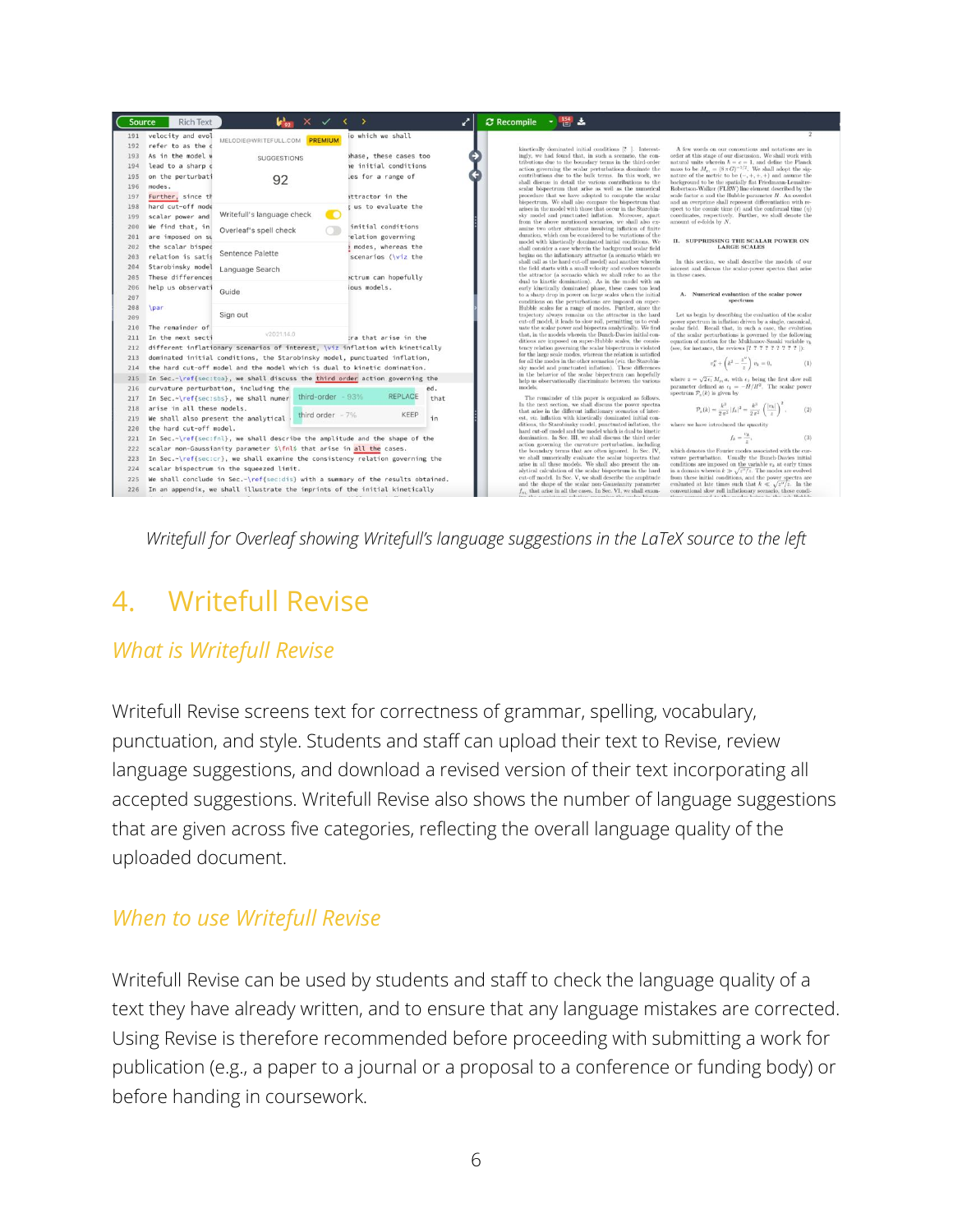*Writefull for Overleaf showing Writefull's language suggestions in the LaTeX source to the left*

## 4. Writefull Revise

### *What is Writefull Revise*

Writefull Revise screens text for correctness of grammar, spelling, vocabulary, punctuation, and style. Students and staff can upload their text to Revise, review language suggestions, and download a revised version of their text incorporating all accepted suggestions. Writefull Revise also shows the number of language suggestions that are given across five categories, reflecting the overall language quality of the uploaded document.

### *When to use Writefull Revise*

Writefull Revise can be used by students and staff to check the language quality of a text they have already written, and to ensure that any language mistakes are corrected. Using Revise is therefore recommended before proceeding with submitting a work for publication (e.g., a paper to a journal or a proposal to a conference or funding body) or before handing in coursework.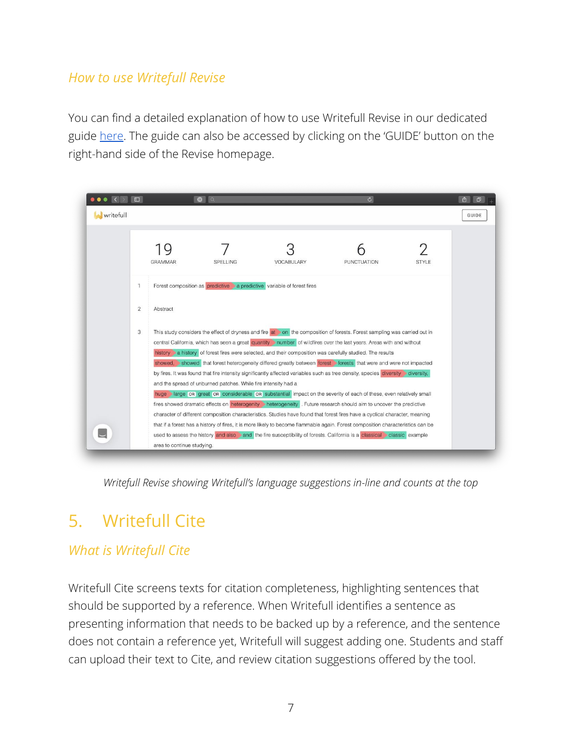### *How to use Writefull Revise*

You can find a detailed explanation of how to use Writefull Revise in our dedicated guide [here](). The guide can also be accessed by clicking on the 'GUIDE' button on the right-hand side of the Revise homepage.

*Writefull Revise showing Writefull's language suggestions in-line and counts at the top*

## 5. Writefull Cite

### *What is Writefull Cite*

Writefull Cite screens texts for citation completeness, highlighting sentences that should be supported by a reference. When Writefull identifies a sentence as presenting information that needs to be backed up by a reference, and the sentence does not contain a reference yet, Writefull will suggest adding one. Students and staff can upload their text to Cite, and review citation suggestions offered by the tool.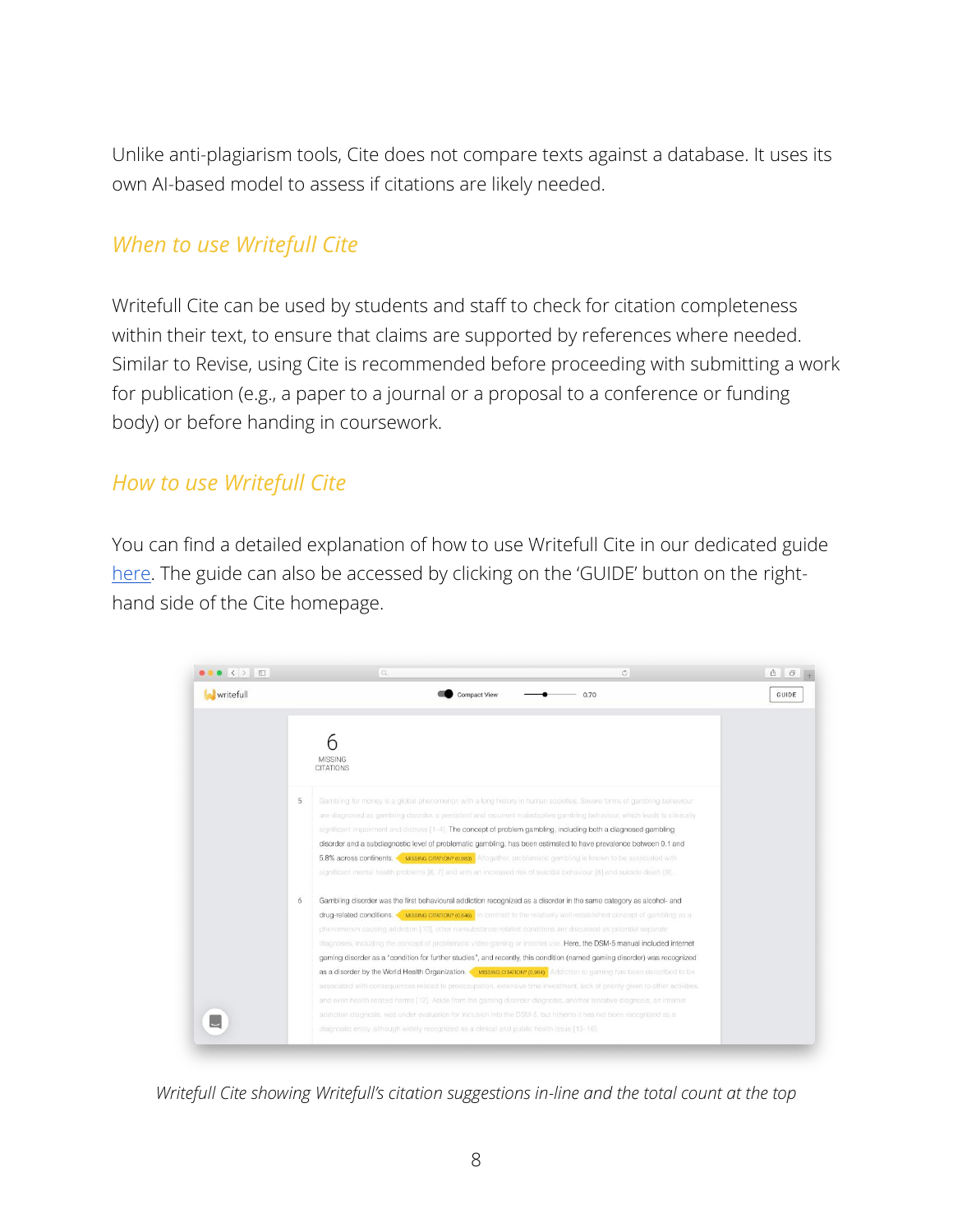Unlike anti-plagiarism tools, Cite does not compare texts against a database. It uses its own AI-based model to assess if citations are likely needed.

## *When to use Writefull Cite*

Writefull Cite can be used by students and staff to check for citation completeness within their text, to ensure that claims are supported by references where needed. Similar to Revise, using Cite is recommended before proceeding with submitting a work for publication (e.g., a paper to a journal or a proposal to a conference or funding body) or before handing in coursework.

## *How to use Writefull Cite*

You can find a detailed explanation of how to use Writefull Cite in our dedicated guide [here](). The guide can also be accessed by clicking on the 'GUIDE' button on the right-hand side of the Cite homepage.

*Writefull Cite showing Writefull's citation suggestions in-line and the total count at the top*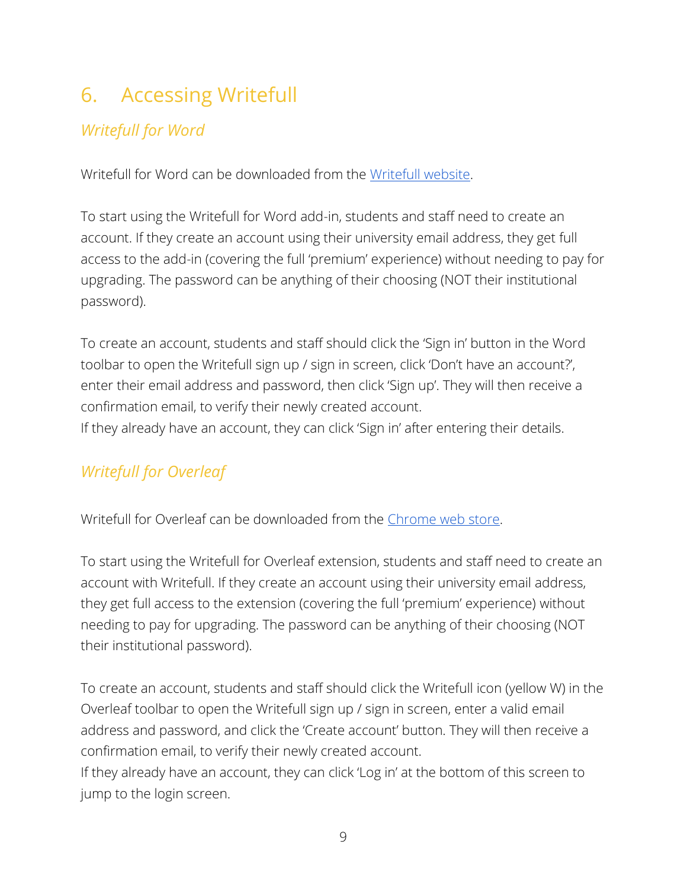# 6. Accessing Writefull

## *Writefull for Word*

Writefull for Word can be downloaded from the Writefull website.

To start using the Writefull for Word add-in, students and staff need to create an account. If they create an account using their university email address, they get full access to the add-in (covering the full 'premium' experience) without needing to pay for upgrading. The password can be anything of their choosing (NOT their institutional password).

To create an account, students and staff should click the 'Sign in' button in the Word toolbar to open the Writefull sign up / sign in screen, click 'Don't have an account?', enter their email address and password, then click 'Sign up'. They will then receive a confirmation email, to verify their newly created account.
If they already have an account, they can click 'Sign in' after entering their details.

## *Writefull for Overleaf*

Writefull for Overleaf can be downloaded from the Chrome web store.

To start using the Writefull for Overleaf extension, students and staff need to create an account with Writefull. If they create an account using their university email address, they get full access to the extension (covering the full 'premium' experience) without needing to pay for upgrading. The password can be anything of their choosing (NOT their institutional password).

To create an account, students and staff should click the Writefull icon (yellow W) in the Overleaf toolbar to open the Writefull sign up / sign in screen, enter a valid email address and password, and click the 'Create account' button. They will then receive a confirmation email, to verify their newly created account.
If they already have an account, they can click 'Log in' at the bottom of this screen to jump to the login screen.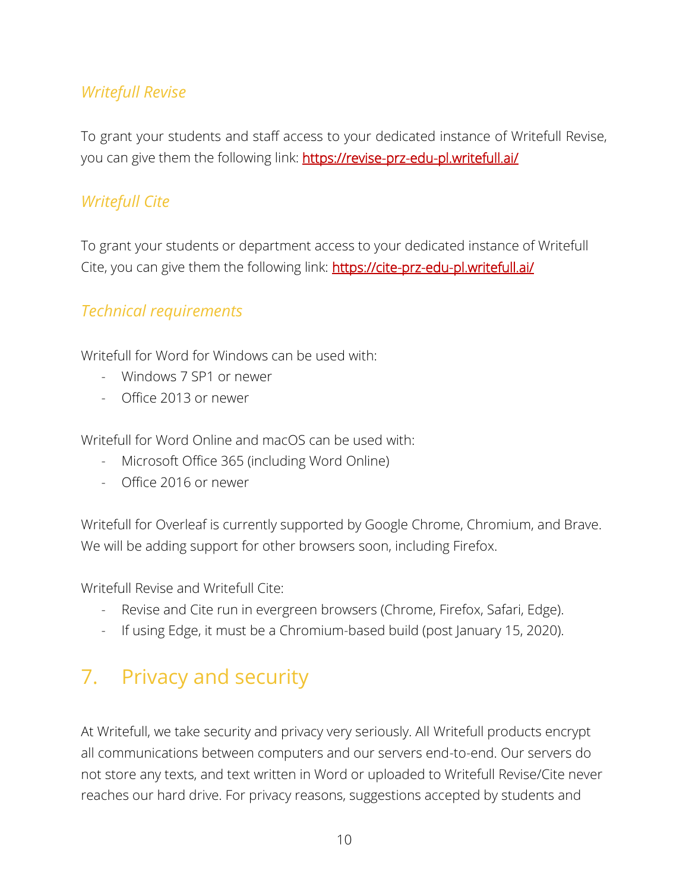### *Writefull Revise*

To grant your students and staff access to your dedicated instance of Writefull Revise, you can give them the following link: [https://revise-prz-edu-pl.writefull.ai/](https://revise-prz-edu-pl.writefull.ai/)

### *Writefull Cite*

To grant your students or department access to your dedicated instance of Writefull Cite, you can give them the following link: [https://cite-prz-edu-pl.writefull.ai/](https://cite-prz-edu-pl.writefull.ai/)

### *Technical requirements*

Writefull for Word for Windows can be used with:

- Windows 7 SP1 or newer
- Office 2013 or newer

Writefull for Word Online and macOS can be used with:

- Microsoft Office 365 (including Word Online)
- Office 2016 or newer

Writefull for Overleaf is currently supported by Google Chrome, Chromium, and Brave. We will be adding support for other browsers soon, including Firefox.

Writefull Revise and Writefull Cite:

- Revise and Cite run in evergreen browsers (Chrome, Firefox, Safari, Edge).
- If using Edge, it must be a Chromium-based build (post January 15, 2020).

## 7. Privacy and security

At Writefull, we take security and privacy very seriously. All Writefull products encrypt all communications between computers and our servers end-to-end. Our servers do not store any texts, and text written in Word or uploaded to Writefull Revise/Cite never reaches our hard drive. For privacy reasons, suggestions accepted by students and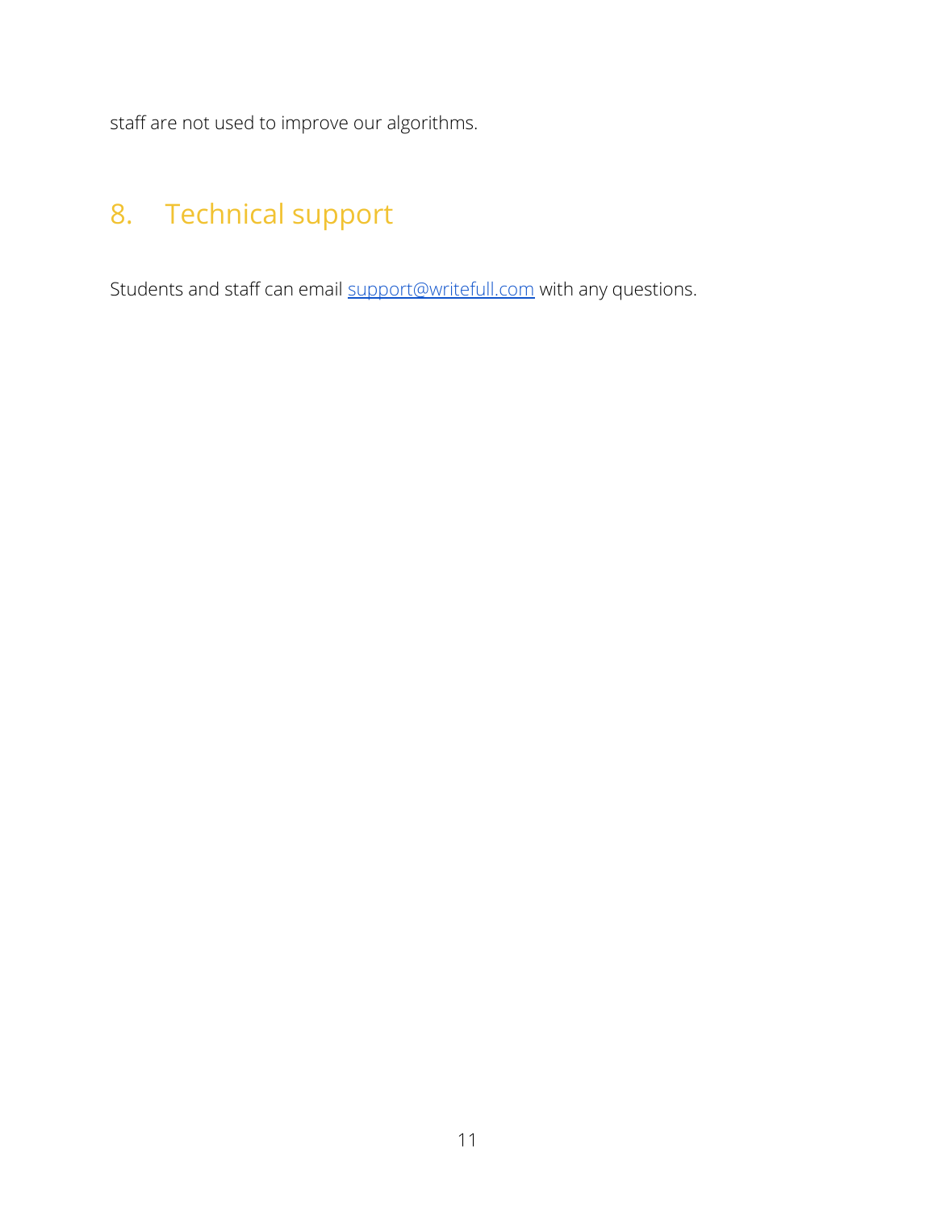staff are not used to improve our algorithms.

## 8. Technical support

Students and staff can email support@writefull.com with any questions.